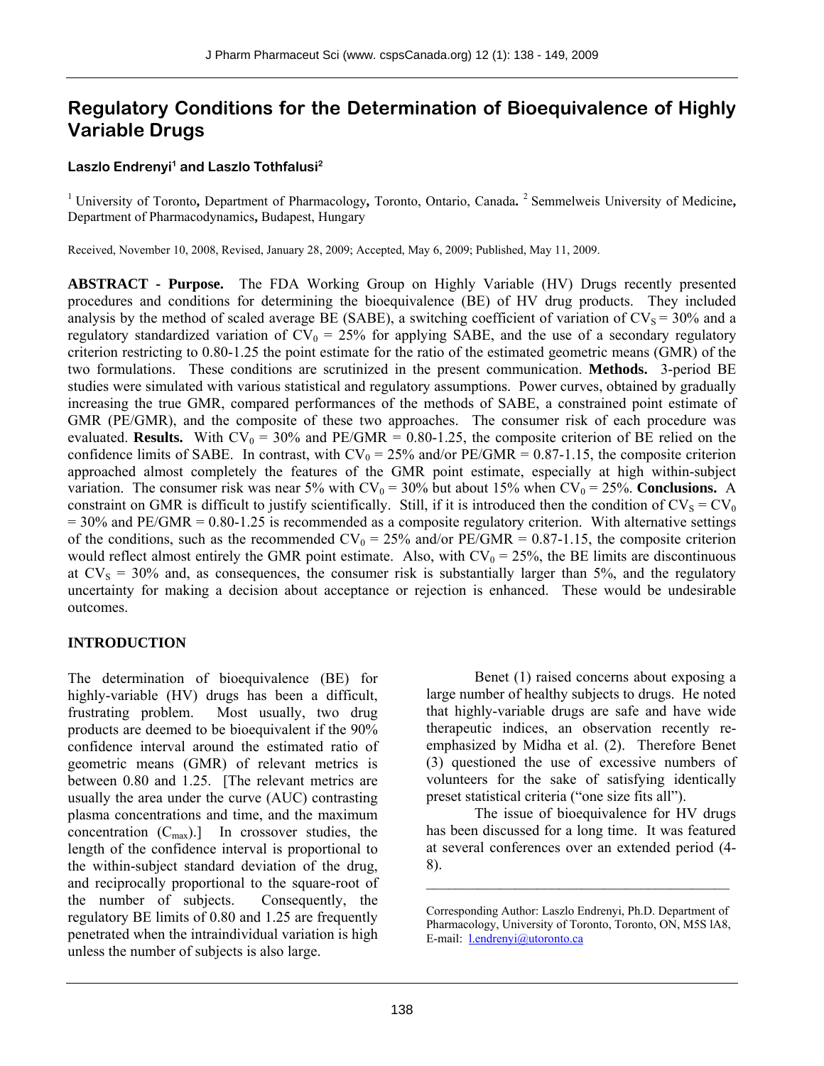# Regulatory Conditions for the Determination of Bioequivalence of Highly Variable Drugs

**Laszlo Endrenyi[1] and Laszlo Tothfalusi[2]**

[1] University of Toronto, Department of Pharmacology, Toronto, Ontario, Canada. [2] Semmelweis University of Medicine, Department of Pharmacodynamics, Budapest, Hungary

Received, November 10, 2008, Revised, January 28, 2009; Accepted, May 6, 2009; Published, May 11, 2009.

**ABSTRACT - Purpose.** The FDA Working Group on Highly Variable (HV) Drugs recently presented procedures and conditions for determining the bioequivalence (BE) of HV drug products. They included analysis by the method of scaled average BE (SABE), a switching coefficient of variation of $CV_S = 30\%$ and a regulatory standardized variation of $CV_0 = 25\%$ for applying SABE, and the use of a secondary regulatory criterion restricting to 0.80-1.25 the point estimate for the ratio of the estimated geometric means (GMR) of the two formulations. These conditions are scrutinized in the present communication. **Methods.** 3-period BE studies were simulated with various statistical and regulatory assumptions. Power curves, obtained by gradually increasing the true GMR, compared performances of the methods of SABE, a constrained point estimate of GMR (PE/GMR), and the composite of these two approaches. The consumer risk of each procedure was evaluated. **Results.** With $CV_0 = 30\%$ and PE/GMR = 0.80-1.25, the composite criterion of BE relied on the confidence limits of SABE. In contrast, with $CV_0 = 25\%$ and/or PE/GMR = 0.87-1.15, the composite criterion approached almost completely the features of the GMR point estimate, especially at high within-subject variation. The consumer risk was near 5% with $CV_0 = 30\%$ but about 15% when $CV_0 = 25\%$. **Conclusions.** A constraint on GMR is difficult to justify scientifically. Still, if it is introduced then the condition of $CV_S = CV_0 = 30\%$ and PE/GMR = 0.80-1.25 is recommended as a composite regulatory criterion. With alternative settings of the conditions, such as the recommended $CV_0 = 25\%$ and/or PE/GMR = 0.87-1.15, the composite criterion would reflect almost entirely the GMR point estimate. Also, with $CV_0 = 25\%$, the BE limits are discontinuous at $CV_S = 30\%$ and, as consequences, the consumer risk is substantially larger than 5%, and the regulatory uncertainty for making a decision about acceptance or rejection is enhanced. These would be undesirable outcomes.

## INTRODUCTION

The determination of bioequivalence (BE) for highly-variable (HV) drugs has been a difficult, frustrating problem. Most usually, two drug products are deemed to be bioequivalent if the 90% confidence interval around the estimated ratio of geometric means (GMR) of relevant metrics is between 0.80 and 1.25. [The relevant metrics are usually the area under the curve (AUC) contrasting plasma concentrations and time, and the maximum concentration ($C_{max}$).] In crossover studies, the length of the confidence interval is proportional to the within-subject standard deviation of the drug, and reciprocally proportional to the square-root of the number of subjects. Consequently, the regulatory BE limits of 0.80 and 1.25 are frequently penetrated when the intraindividual variation is high unless the number of subjects is also large.

Benet (1) raised concerns about exposing a large number of healthy subjects to drugs. He noted that highly-variable drugs are safe and have wide therapeutic indices, an observation recently re-emphasized by Midha et al. (2). Therefore Benet (3) questioned the use of excessive numbers of volunteers for the sake of satisfying identically preset statistical criteria ("one size fits all").

The issue of bioequivalence for HV drugs has been discussed for a long time. It was featured at several conferences over an extended period (4-8).

---

Corresponding Author: Laszlo Endrenyi, Ph.D. Department of Pharmacology, University of Toronto, Toronto, ON, M5S lA8, E-mail: l.endrenyi@utoronto.ca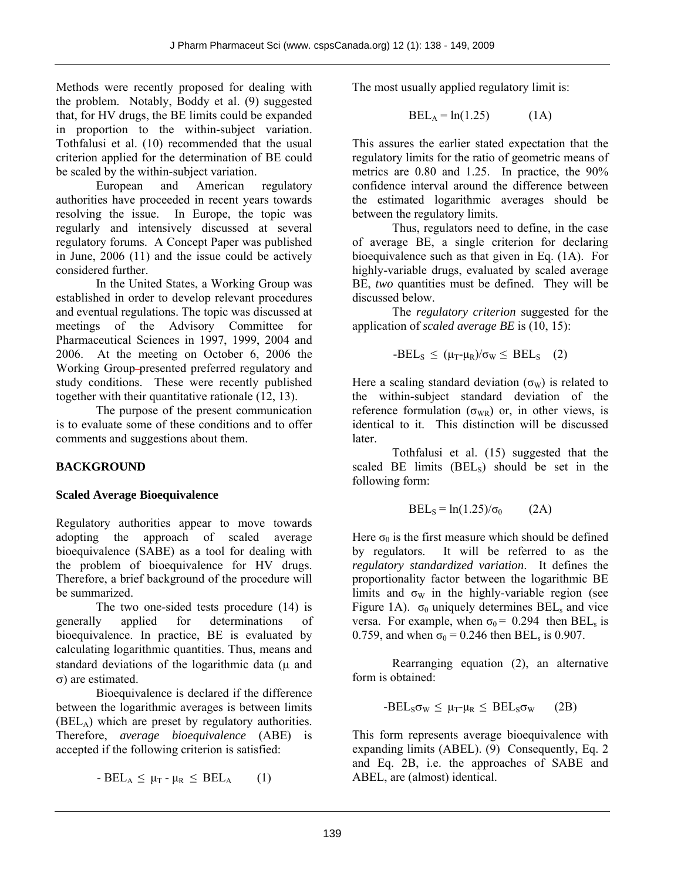Methods were recently proposed for dealing with the problem. Notably, Boddy et al. (9) suggested that, for HV drugs, the BE limits could be expanded in proportion to the within-subject variation. Tothfalusi et al. (10) recommended that the usual criterion applied for the determination of BE could be scaled by the within-subject variation.

European and American regulatory authorities have proceeded in recent years towards resolving the issue. In Europe, the topic was regularly and intensively discussed at several regulatory forums. A Concept Paper was published in June, 2006 (11) and the issue could be actively considered further.

In the United States, a Working Group was established in order to develop relevant procedures and eventual regulations. The topic was discussed at meetings of the Advisory Committee for Pharmaceutical Sciences in 1997, 1999, 2004 and 2006. At the meeting on October 6, 2006 the Working Group presented preferred regulatory and study conditions. These were recently published together with their quantitative rationale (12, 13).

The purpose of the present communication is to evaluate some of these conditions and to offer comments and suggestions about them.

## BACKGROUND

### Scaled Average Bioequivalence

Regulatory authorities appear to move towards adopting the approach of scaled average bioequivalence (SABE) as a tool for dealing with the problem of bioequivalence for HV drugs. Therefore, a brief background of the procedure will be summarized.

The two one-sided tests procedure (14) is generally applied for determinations of bioequivalence. In practice, BE is evaluated by calculating logarithmic quantities. Thus, means and standard deviations of the logarithmic data ($\mu$ and $\sigma$) are estimated.

Bioequivalence is declared if the difference between the logarithmic averages is between limits ($BEL_A$) which are preset by regulatory authorities. Therefore, *average bioequivalence* (ABE) is accepted if the following criterion is satisfied:

$$- BEL_A \le \mu_T - \mu_R \le BEL_A \qquad (1)$$

The most usually applied regulatory limit is:

$$BEL_A = \ln(1.25) \qquad (1A)$$

This assures the earlier stated expectation that the regulatory limits for the ratio of geometric means of metrics are 0.80 and 1.25. In practice, the 90% confidence interval around the difference between the estimated logarithmic averages should be between the regulatory limits.

Thus, regulators need to define, in the case of average BE, a single criterion for declaring bioequivalence such as that given in Eq. (1A). For highly-variable drugs, evaluated by scaled average BE, *two* quantities must be defined. They will be discussed below.

The *regulatory criterion* suggested for the application of *scaled average BE* is (10, 15):

$$-BEL_S \le (\mu_T-\mu_R)/\sigma_W \le BEL_S \qquad (2)$$

Here a scaling standard deviation ($\sigma_W$) is related to the within-subject standard deviation of the reference formulation ($\sigma_{WR}$) or, in other views, is identical to it. This distinction will be discussed later.

Tothfalusi et al. (15) suggested that the scaled BE limits ($BEL_S$) should be set in the following form:

$$BEL_S = \ln(1.25)/\sigma_0 \qquad (2A)$$

Here $\sigma_0$ is the first measure which should be defined by regulators. It will be referred to as the *regulatory standardized variation*. It defines the proportionality factor between the logarithmic BE limits and $\sigma_W$ in the highly-variable region (see Figure 1A). $\sigma_0$ uniquely determines $BEL_s$ and vice versa. For example, when $\sigma_0 = 0.294$ then $BEL_s$ is 0.759, and when $\sigma_0 = 0.246$ then $BEL_s$ is 0.907.

Rearranging equation (2), an alternative form is obtained:

$$-BEL_S\sigma_W \le \mu_T-\mu_R \le BEL_S\sigma_W \qquad (2B)$$

This form represents average bioequivalence with expanding limits (ABEL). (9) Consequently, Eq. 2 and Eq. 2B, i.e. the approaches of SABE and ABEL, are (almost) identical.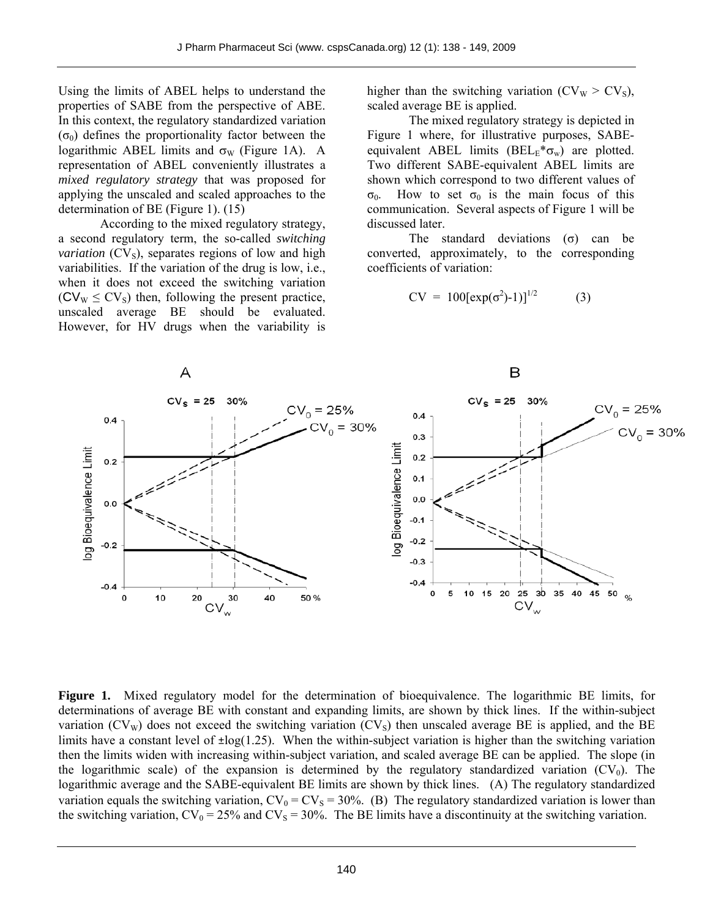Using the limits of ABEL helps to understand the properties of SABE from the perspective of ABE. In this context, the regulatory standardized variation ($\sigma_0$) defines the proportionality factor between the logarithmic ABEL limits and $\sigma_W$ (Figure 1A). A representation of ABEL conveniently illustrates a *mixed regulatory strategy* that was proposed for applying the unscaled and scaled approaches to the determination of BE (Figure 1). (15)

According to the mixed regulatory strategy, a second regulatory term, the so-called *switching variation* ($CV_S$), separates regions of low and high variabilities. If the variation of the drug is low, i.e., when it does not exceed the switching variation ($CV_W \leq CV_S$) then, following the present practice, unscaled average BE should be evaluated. However, for HV drugs when the variability is higher than the switching variation ($CV_W > CV_S$), scaled average BE is applied.

The mixed regulatory strategy is depicted in Figure 1 where, for illustrative purposes, SABE-equivalent ABEL limits ($BEL_E * \sigma_w$) are plotted. Two different SABE-equivalent ABEL limits are shown which correspond to two different values of $\sigma_0$. How to set $\sigma_0$ is the main focus of this communication. Several aspects of Figure 1 will be discussed later.

The standard deviations ($\sigma$) can be converted, approximately, to the corresponding coefficients of variation:

$$CV = 100[\exp(\sigma^2)-1)]^{1/2} \qquad (3)$$

A

$CV_S$ = 25 30%

$CV_0$ = 25%

$CV_0$ = 30%

log Bioequivalence Limit

0.4
0.2
0.0
-0.2
-0.4

0 10 20 30 40 50 %

$CV_w$

B

$CV_S$ = 25 30%

$CV_0$ = 25%

$CV_0$ = 30%

log Bioequivalence Limit

0.4
0.3
0.2
0.1
0.0
-0.1
-0.2
-0.3
-0.4

0 5 10 15 20 25 30 35 40 45 50 %

$CV_w$

**Figure 1.** Mixed regulatory model for the determination of bioequivalence. The logarithmic BE limits, for determinations of average BE with constant and expanding limits, are shown by thick lines. If the within-subject variation ($CV_W$) does not exceed the switching variation ($CV_S$) then unscaled average BE is applied, and the BE limits have a constant level of ±log(1.25). When the within-subject variation is higher than the switching variation then the limits widen with increasing within-subject variation, and scaled average BE can be applied. The slope (in the logarithmic scale) of the expansion is determined by the regulatory standardized variation ($CV_0$). The logarithmic average and the SABE-equivalent BE limits are shown by thick lines. (A) The regulatory standardized variation equals the switching variation, $CV_0 = CV_S = 30\%$. (B) The regulatory standardized variation is lower than the switching variation, $CV_0 = 25\%$ and $CV_S = 30\%$. The BE limits have a discontinuity at the switching variation.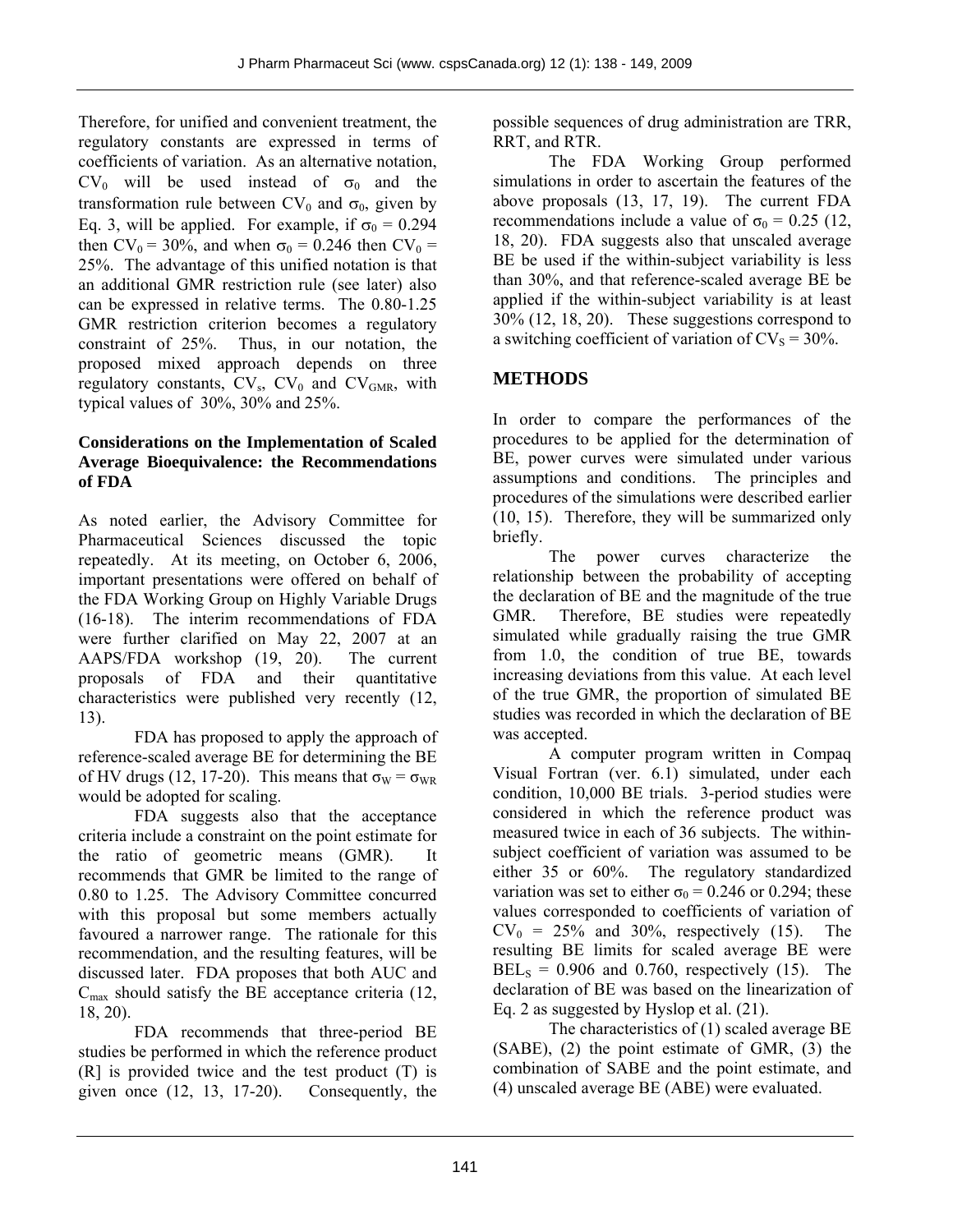Therefore, for unified and convenient treatment, the regulatory constants are expressed in terms of coefficients of variation. As an alternative notation, $CV_0$ will be used instead of $\sigma_0$ and the transformation rule between $CV_0$ and $\sigma_0$, given by Eq. 3, will be applied. For example, if $\sigma_0 = 0.294$ then $CV_0 = 30\%$, and when $\sigma_0 = 0.246$ then $CV_0 = 25\%$. The advantage of this unified notation is that an additional GMR restriction rule (see later) also can be expressed in relative terms. The 0.80-1.25 GMR restriction criterion becomes a regulatory constraint of 25%. Thus, in our notation, the proposed mixed approach depends on three regulatory constants, $CV_s$, $CV_0$ and $CV_{GMR}$, with typical values of 30%, 30% and 25%.

**Considerations on the Implementation of Scaled Average Bioequivalence: the Recommendations of FDA**

As noted earlier, the Advisory Committee for Pharmaceutical Sciences discussed the topic repeatedly. At its meeting, on October 6, 2006, important presentations were offered on behalf of the FDA Working Group on Highly Variable Drugs (16-18). The interim recommendations of FDA were further clarified on May 22, 2007 at an AAPS/FDA workshop (19, 20). The current proposals of FDA and their quantitative characteristics were published very recently (12, 13).

FDA has proposed to apply the approach of reference-scaled average BE for determining the BE of HV drugs (12, 17-20). This means that $\sigma_W = \sigma_{WR}$ would be adopted for scaling.

FDA suggests also that the acceptance criteria include a constraint on the point estimate for the ratio of geometric means (GMR). It recommends that GMR be limited to the range of 0.80 to 1.25. The Advisory Committee concurred with this proposal but some members actually favoured a narrower range. The rationale for this recommendation, and the resulting features, will be discussed later. FDA proposes that both AUC and $C_{max}$ should satisfy the BE acceptance criteria (12, 18, 20).

FDA recommends that three-period BE studies be performed in which the reference product (R) is provided twice and the test product (T) is given once (12, 13, 17-20). Consequently, the possible sequences of drug administration are TRR, RRT, and RTR.

The FDA Working Group performed simulations in order to ascertain the features of the above proposals (13, 17, 19). The current FDA recommendations include a value of $\sigma_0 = 0.25$ (12, 18, 20). FDA suggests also that unscaled average BE be used if the within-subject variability is less than 30%, and that reference-scaled average BE be applied if the within-subject variability is at least 30% (12, 18, 20). These suggestions correspond to a switching coefficient of variation of $CV_S = 30\%$.

## METHODS

In order to compare the performances of the procedures to be applied for the determination of BE, power curves were simulated under various assumptions and conditions. The principles and procedures of the simulations were described earlier (10, 15). Therefore, they will be summarized only briefly.

The power curves characterize the relationship between the probability of accepting the declaration of BE and the magnitude of the true GMR. Therefore, BE studies were repeatedly simulated while gradually raising the true GMR from 1.0, the condition of true BE, towards increasing deviations from this value. At each level of the true GMR, the proportion of simulated BE studies was recorded in which the declaration of BE was accepted.

A computer program written in Compaq Visual Fortran (ver. 6.1) simulated, under each condition, 10,000 BE trials. 3-period studies were considered in which the reference product was measured twice in each of 36 subjects. The within-subject coefficient of variation was assumed to be either 35 or 60%. The regulatory standardized variation was set to either $\sigma_0 = 0.246$ or $0.294$; these values corresponded to coefficients of variation of $CV_0 = 25\%$ and 30%, respectively (15). The resulting BE limits for scaled average BE were $BEL_S = 0.906$ and 0.760, respectively (15). The declaration of BE was based on the linearization of Eq. 2 as suggested by Hyslop et al. (21).

The characteristics of (1) scaled average BE (SABE), (2) the point estimate of GMR, (3) the combination of SABE and the point estimate, and (4) unscaled average BE (ABE) were evaluated.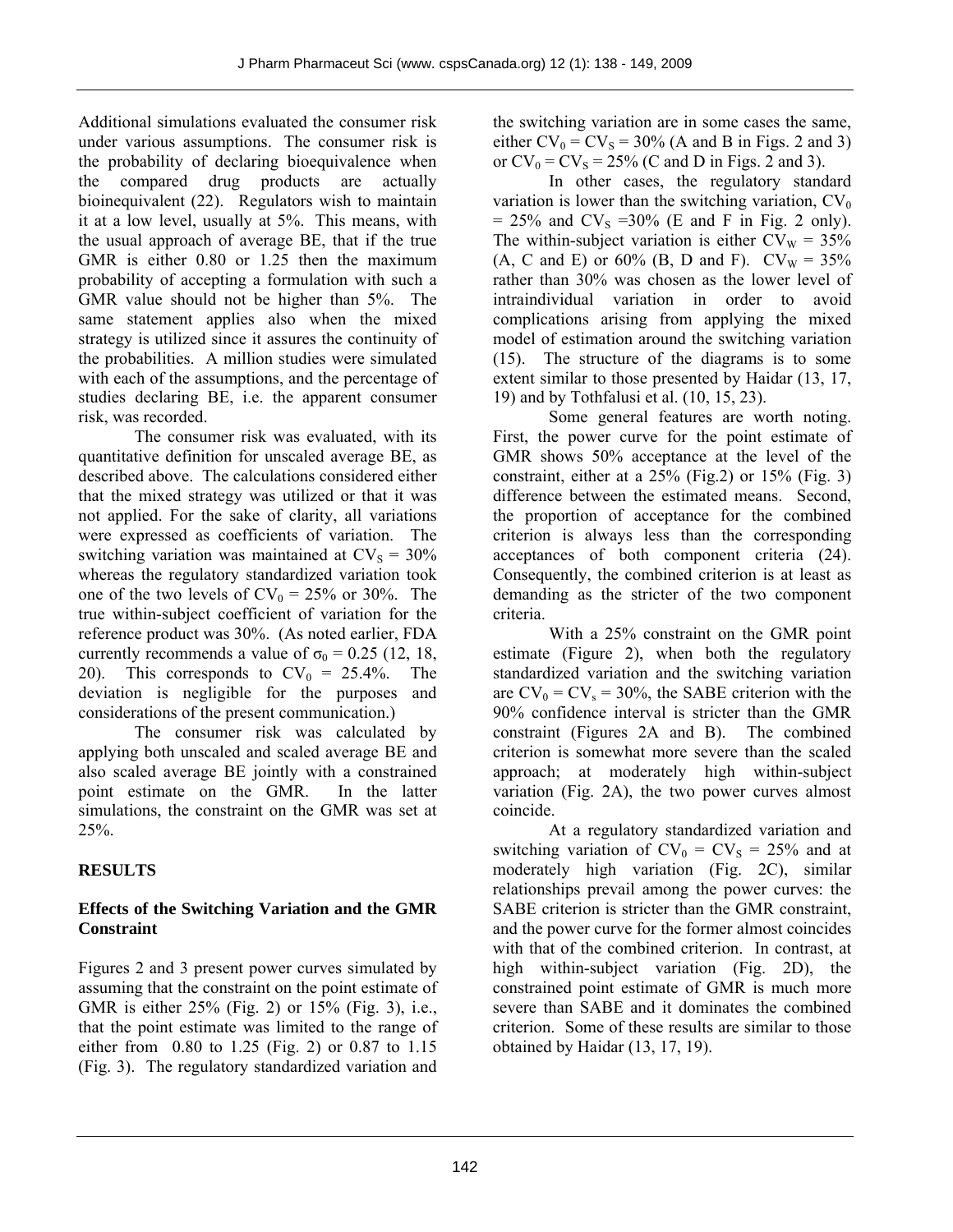Additional simulations evaluated the consumer risk under various assumptions. The consumer risk is the probability of declaring bioequivalence when the compared drug products are actually bioinequivalent (22). Regulators wish to maintain it at a low level, usually at 5%. This means, with the usual approach of average BE, that if the true GMR is either 0.80 or 1.25 then the maximum probability of accepting a formulation with such a GMR value should not be higher than 5%. The same statement applies also when the mixed strategy is utilized since it assures the continuity of the probabilities. A million studies were simulated with each of the assumptions, and the percentage of studies declaring BE, i.e. the apparent consumer risk, was recorded.

The consumer risk was evaluated, with its quantitative definition for unscaled average BE, as described above. The calculations considered either that the mixed strategy was utilized or that it was not applied. For the sake of clarity, all variations were expressed as coefficients of variation. The switching variation was maintained at $CV_S = 30\%$ whereas the regulatory standardized variation took one of the two levels of $CV_0 = 25\%$ or 30%. The true within-subject coefficient of variation for the reference product was 30%. (As noted earlier, FDA currently recommends a value of $\sigma_0 = 0.25$ (12, 18, 20). This corresponds to $CV_0 = 25.4\%$. The deviation is negligible for the purposes and considerations of the present communication.)

The consumer risk was calculated by applying both unscaled and scaled average BE and also scaled average BE jointly with a constrained point estimate on the GMR. In the latter simulations, the constraint on the GMR was set at 25%.

## RESULTS

### Effects of the Switching Variation and the GMR Constraint

Figures 2 and 3 present power curves simulated by assuming that the constraint on the point estimate of GMR is either 25% (Fig. 2) or 15% (Fig. 3), i.e., that the point estimate was limited to the range of either from 0.80 to 1.25 (Fig. 2) or 0.87 to 1.15 (Fig. 3). The regulatory standardized variation and the switching variation are in some cases the same, either $CV_0 = CV_S = 30\%$ (A and B in Figs. 2 and 3) or $CV_0 = CV_S = 25\%$ (C and D in Figs. 2 and 3).

In other cases, the regulatory standard variation is lower than the switching variation, $CV_0 = 25\%$ and $CV_S = 30\%$ (E and F in Fig. 2 only). The within-subject variation is either $CV_W = 35\%$ (A, C and E) or 60% (B, D and F). $CV_W = 35\%$ rather than 30% was chosen as the lower level of intraindividual variation in order to avoid complications arising from applying the mixed model of estimation around the switching variation (15). The structure of the diagrams is to some extent similar to those presented by Haidar (13, 17, 19) and by Tothfalusi et al. (10, 15, 23).

Some general features are worth noting. First, the power curve for the point estimate of GMR shows 50% acceptance at the level of the constraint, either at a 25% (Fig.2) or 15% (Fig. 3) difference between the estimated means. Second, the proportion of acceptance for the combined criterion is always less than the corresponding acceptances of both component criteria (24). Consequently, the combined criterion is at least as demanding as the stricter of the two component criteria.

With a 25% constraint on the GMR point estimate (Figure 2), when both the regulatory standardized variation and the switching variation are $CV_0 = CV_s = 30\%$, the SABE criterion with the 90% confidence interval is stricter than the GMR constraint (Figures 2A and B). The combined criterion is somewhat more severe than the scaled approach; at moderately high within-subject variation (Fig. 2A), the two power curves almost coincide.

At a regulatory standardized variation and switching variation of $CV_0 = CV_S = 25\%$ and at moderately high variation (Fig. 2C), similar relationships prevail among the power curves: the SABE criterion is stricter than the GMR constraint, and the power curve for the former almost coincides with that of the combined criterion. In contrast, at high within-subject variation (Fig. 2D), the constrained point estimate of GMR is much more severe than SABE and it dominates the combined criterion. Some of these results are similar to those obtained by Haidar (13, 17, 19).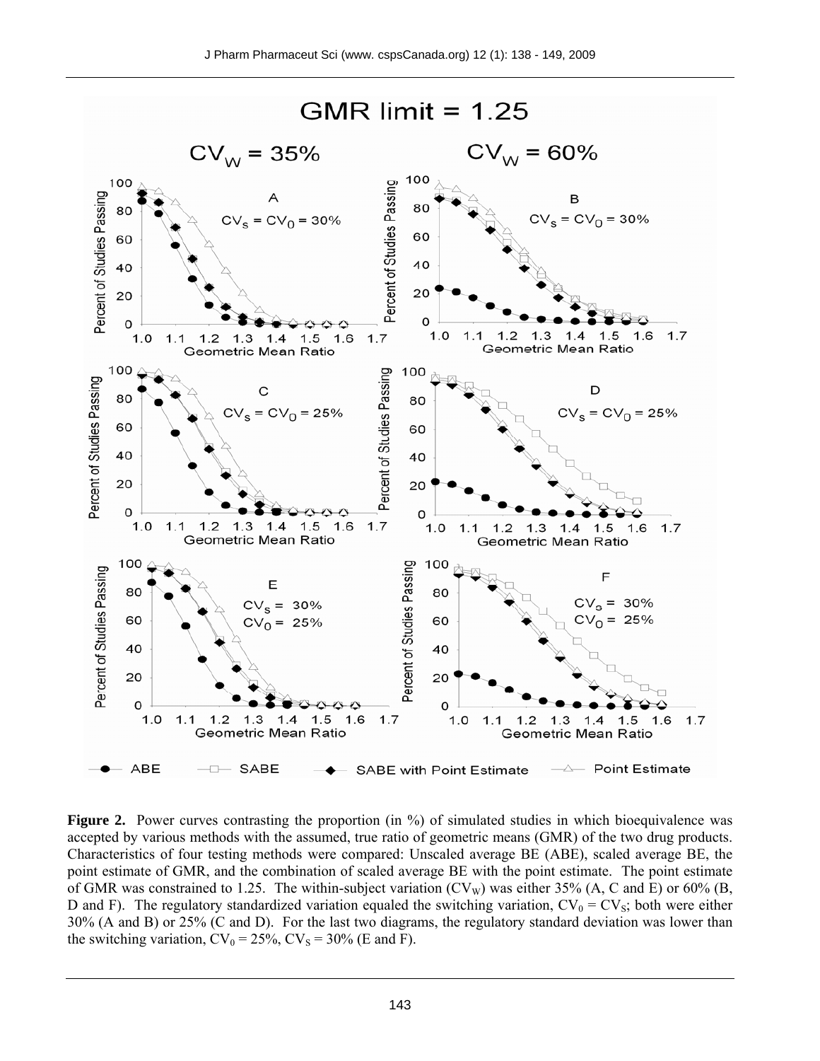GMR limit = 1.25

$CV_W$ = 35%

$CV_W$ = 60%

A

$CV_S = CV_0$ = 30%

B

$CV_S = CV_0$ = 30%

C

$CV_S = CV_0$ = 25%

D

$CV_S = CV_0$ = 25%

E

$CV_S$ = 30%
$CV_0$ = 25%

F

$CV_S$ = 30%
$CV_0$ = 25%

Percent of Studies Passing

0
20
40
60
80
100

Geometric Mean Ratio

1.0
1.1
1.2
1.3
1.4
1.5
1.6
1.7

ABE
SABE
SABE with Point Estimate
Point Estimate

**Figure 2.** Power curves contrasting the proportion (in %) of simulated studies in which bioequivalence was accepted by various methods with the assumed, true ratio of geometric means (GMR) of the two drug products. Characteristics of four testing methods were compared: Unscaled average BE (ABE), scaled average BE, the point estimate of GMR, and the combination of scaled average BE with the point estimate. The point estimate of GMR was constrained to 1.25. The within-subject variation ($CV_W$) was either 35% (A, C and E) or 60% (B, D and F). The regulatory standardized variation equaled the switching variation, $CV_0 = CV_S$; both were either 30% (A and B) or 25% (C and D). For the last two diagrams, the regulatory standard deviation was lower than the switching variation, $CV_0 = 25\%$, $CV_S = 30\%$ (E and F).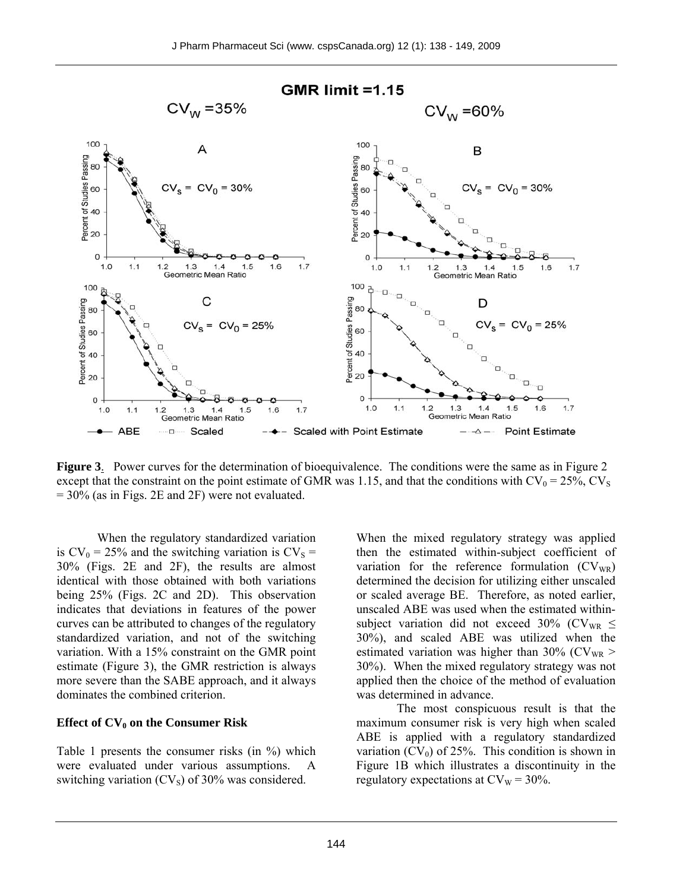GMR limit =1.15

$CV_W$ =35%

$CV_W$ =60%

A

$CV_S$ = $CV_0$ = 30%

B

$CV_S$ = $CV_0$ = 30%

C

$CV_S$ = $CV_0$ = 25%

D

$CV_S$ = $CV_0$ = 25%

Percent of Studies Passing

Geometric Mean Ratio

0, 20, 40, 60, 80, 100

1.0, 1.1, 1.2, 1.3, 1.4, 1.5, 1.6, 1.7

ABE

Scaled

Scaled with Point Estimate

Point Estimate

**Figure 3**. Power curves for the determination of bioequivalence. The conditions were the same as in Figure 2 except that the constraint on the point estimate of GMR was 1.15, and that the conditions with $CV_0$ = 25%, $CV_S$ = 30% (as in Figs. 2E and 2F) were not evaluated.

When the regulatory standardized variation is $CV_0$ = 25% and the switching variation is $CV_S$ = 30% (Figs. 2E and 2F), the results are almost identical with those obtained with both variations being 25% (Figs. 2C and 2D). This observation indicates that deviations in features of the power curves can be attributed to changes of the regulatory standardized variation, and not of the switching variation. With a 15% constraint on the GMR point estimate (Figure 3), the GMR restriction is always more severe than the SABE approach, and it always dominates the combined criterion.

### Effect of $CV_0$ on the Consumer Risk

Table 1 presents the consumer risks (in %) which were evaluated under various assumptions. A switching variation ($CV_S$) of 30% was considered. When the mixed regulatory strategy was applied then the estimated within-subject coefficient of variation for the reference formulation ($CV_{WR}$) determined the decision for utilizing either unscaled or scaled average BE. Therefore, as noted earlier, unscaled ABE was used when the estimated within-subject variation did not exceed 30% ($CV_{WR} \leq$ 30%), and scaled ABE was utilized when the estimated variation was higher than 30% ($CV_{WR} >$ 30%). When the mixed regulatory strategy was not applied then the choice of the method of evaluation was determined in advance.

The most conspicuous result is that the maximum consumer risk is very high when scaled ABE is applied with a regulatory standardized variation ($CV_0$) of 25%. This condition is shown in Figure 1B which illustrates a discontinuity in the regulatory expectations at $CV_W$ = 30%.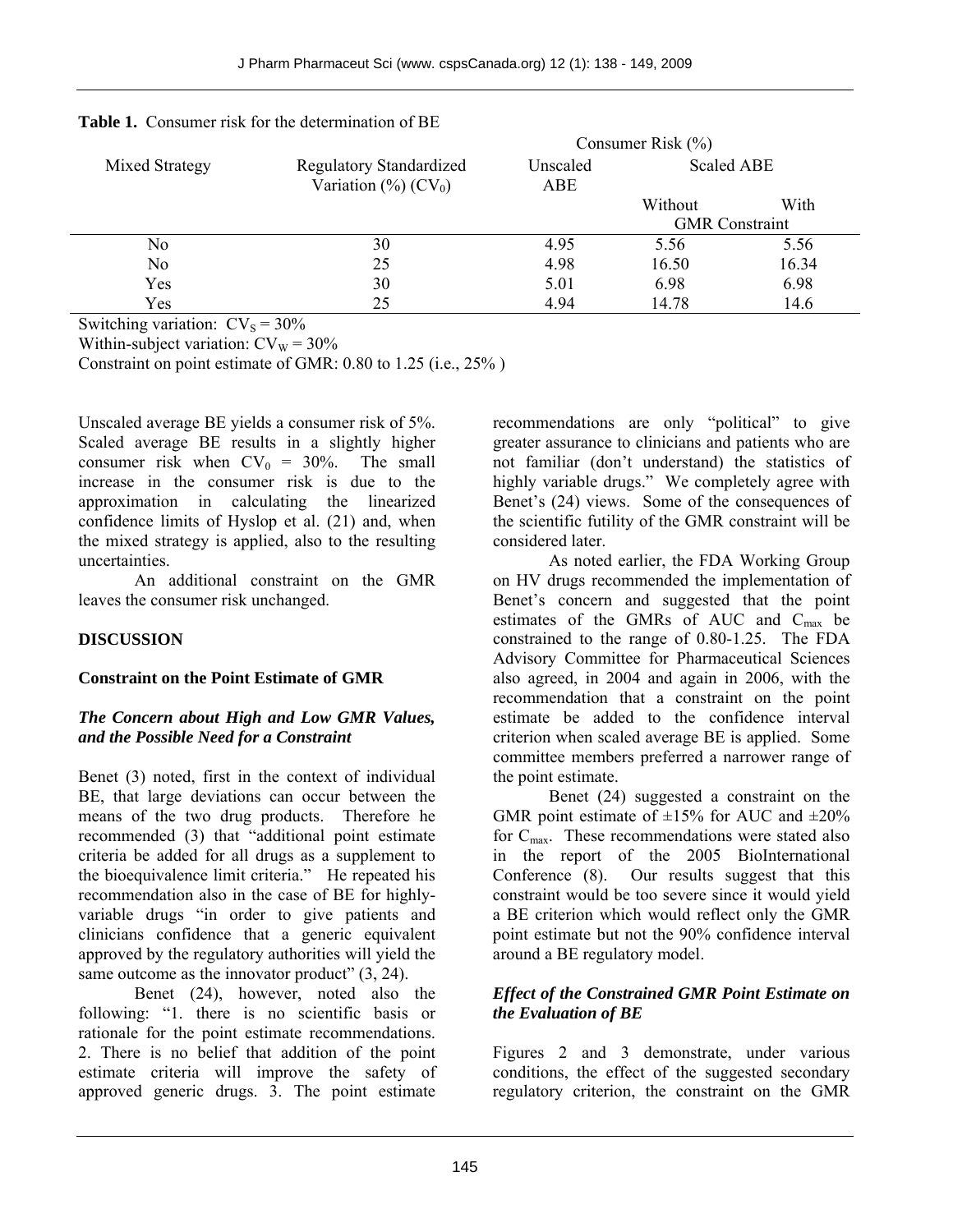**Table 1.** Consumer risk for the determination of BE

| Mixed Strategy | Regulatory Standardized Variation (%) ($CV_0$) | Consumer Risk (%) | | |
|---|---|---|---|---|
| | | Unscaled ABE | Scaled ABE | |
| | | | Without GMR Constraint | With GMR Constraint |
| No | 30 | 4.95 | 5.56 | 5.56 |
| No | 25 | 4.98 | 16.50 | 16.34 |
| Yes | 30 | 5.01 | 6.98 | 6.98 |
| Yes | 25 | 4.94 | 14.78 | 14.6 |

Switching variation: $CV_S = 30\%$

Within-subject variation: $CV_W = 30\%$

Constraint on point estimate of GMR: 0.80 to 1.25 (i.e., 25% )

Unscaled average BE yields a consumer risk of 5%. Scaled average BE results in a slightly higher consumer risk when $CV_0 = 30\%$. The small increase in the consumer risk is due to the approximation in calculating the linearized confidence limits of Hyslop et al. (21) and, when the mixed strategy is applied, also to the resulting uncertainties.

An additional constraint on the GMR leaves the consumer risk unchanged.

## DISCUSSION

### Constraint on the Point Estimate of GMR

#### *The Concern about High and Low GMR Values, and the Possible Need for a Constraint*

Benet (3) noted, first in the context of individual BE, that large deviations can occur between the means of the two drug products. Therefore he recommended (3) that "additional point estimate criteria be added for all drugs as a supplement to the bioequivalence limit criteria." He repeated his recommendation also in the case of BE for highly-variable drugs "in order to give patients and clinicians confidence that a generic equivalent approved by the regulatory authorities will yield the same outcome as the innovator product" (3, 24).

Benet (24), however, noted also the following: "1. there is no scientific basis or rationale for the point estimate recommendations. 2. There is no belief that addition of the point estimate criteria will improve the safety of approved generic drugs. 3. The point estimate recommendations are only "political" to give greater assurance to clinicians and patients who are not familiar (don't understand) the statistics of highly variable drugs." We completely agree with Benet's (24) views. Some of the consequences of the scientific futility of the GMR constraint will be considered later.

As noted earlier, the FDA Working Group on HV drugs recommended the implementation of Benet's concern and suggested that the point estimates of the GMRs of AUC and $C_{max}$ be constrained to the range of 0.80-1.25. The FDA Advisory Committee for Pharmaceutical Sciences also agreed, in 2004 and again in 2006, with the recommendation that a constraint on the point estimate be added to the confidence interval criterion when scaled average BE is applied. Some committee members preferred a narrower range of the point estimate.

Benet (24) suggested a constraint on the GMR point estimate of ±15% for AUC and ±20% for $C_{max}$. These recommendations were stated also in the report of the 2005 BioInternational Conference (8). Our results suggest that this constraint would be too severe since it would yield a BE criterion which would reflect only the GMR point estimate but not the 90% confidence interval around a BE regulatory model.

#### *Effect of the Constrained GMR Point Estimate on the Evaluation of BE*

Figures 2 and 3 demonstrate, under various conditions, the effect of the suggested secondary regulatory criterion, the constraint on the GMR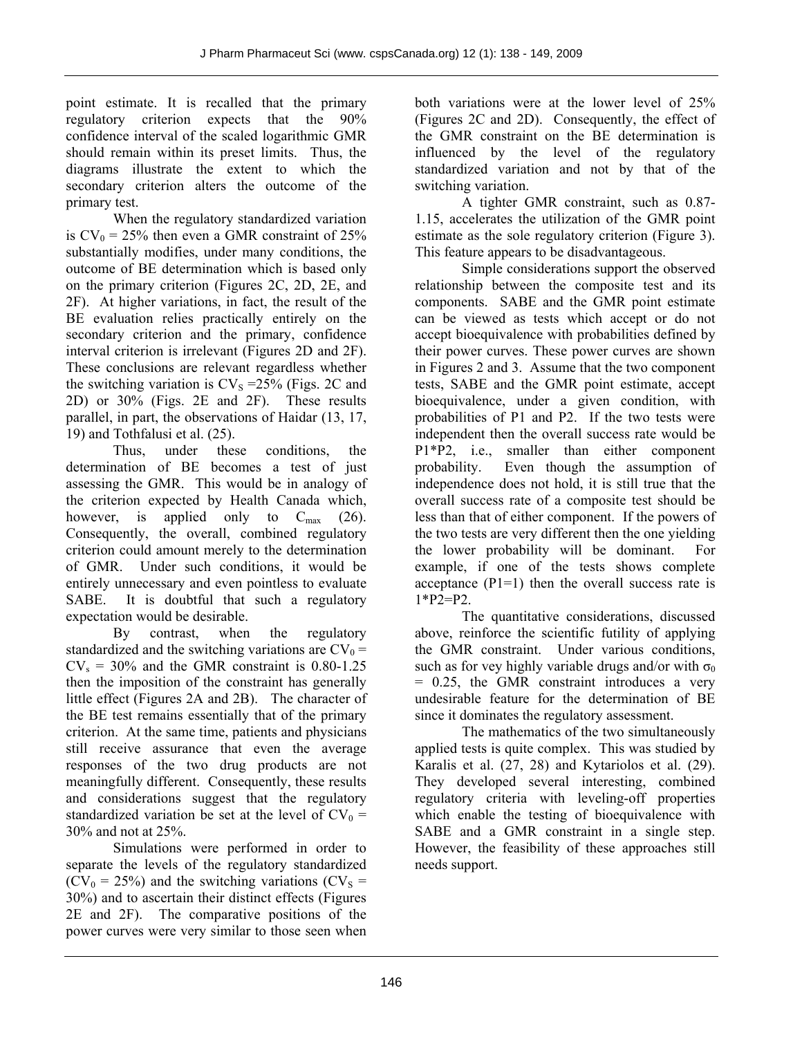point estimate. It is recalled that the primary regulatory criterion expects that the 90% confidence interval of the scaled logarithmic GMR should remain within its preset limits. Thus, the diagrams illustrate the extent to which the secondary criterion alters the outcome of the primary test.

When the regulatory standardized variation is $CV_0 = 25\%$ then even a GMR constraint of 25% substantially modifies, under many conditions, the outcome of BE determination which is based only on the primary criterion (Figures 2C, 2D, 2E, and 2F). At higher variations, in fact, the result of the BE evaluation relies practically entirely on the secondary criterion and the primary, confidence interval criterion is irrelevant (Figures 2D and 2F). These conclusions are relevant regardless whether the switching variation is $CV_S = 25\%$ (Figs. 2C and 2D) or 30% (Figs. 2E and 2F). These results parallel, in part, the observations of Haidar (13, 17, 19) and Tothfalusi et al. (25).

Thus, under these conditions, the determination of BE becomes a test of just assessing the GMR. This would be in analogy of the criterion expected by Health Canada which, however, is applied only to $C_{max}$ (26). Consequently, the overall, combined regulatory criterion could amount merely to the determination of GMR. Under such conditions, it would be entirely unnecessary and even pointless to evaluate SABE. It is doubtful that such a regulatory expectation would be desirable.

By contrast, when the regulatory standardized and the switching variations are $CV_0 = CV_s = 30\%$ and the GMR constraint is 0.80-1.25 then the imposition of the constraint has generally little effect (Figures 2A and 2B). The character of the BE test remains essentially that of the primary criterion. At the same time, patients and physicians still receive assurance that even the average responses of the two drug products are not meaningfully different. Consequently, these results and considerations suggest that the regulatory standardized variation be set at the level of $CV_0 = 30\%$ and not at 25%.

Simulations were performed in order to separate the levels of the regulatory standardized ($CV_0 = 25\%$) and the switching variations ($CV_S = 30\%$) and to ascertain their distinct effects (Figures 2E and 2F). The comparative positions of the power curves were very similar to those seen when both variations were at the lower level of 25% (Figures 2C and 2D). Consequently, the effect of the GMR constraint on the BE determination is influenced by the level of the regulatory standardized variation and not by that of the switching variation.

A tighter GMR constraint, such as 0.87-1.15, accelerates the utilization of the GMR point estimate as the sole regulatory criterion (Figure 3). This feature appears to be disadvantageous.

Simple considerations support the observed relationship between the composite test and its components. SABE and the GMR point estimate can be viewed as tests which accept or do not accept bioequivalence with probabilities defined by their power curves. These power curves are shown in Figures 2 and 3. Assume that the two component tests, SABE and the GMR point estimate, accept bioequivalence, under a given condition, with probabilities of P1 and P2. If the two tests were independent then the overall success rate would be P1*P2, i.e., smaller than either component probability. Even though the assumption of independence does not hold, it is still true that the overall success rate of a composite test should be less than that of either component. If the powers of the two tests are very different then the one yielding the lower probability will be dominant. For example, if one of the tests shows complete acceptance (P1=1) then the overall success rate is 1*P2=P2.

The quantitative considerations, discussed above, reinforce the scientific futility of applying the GMR constraint. Under various conditions, such as for vey highly variable drugs and/or with $\sigma_0 = 0.25$, the GMR constraint introduces a very undesirable feature for the determination of BE since it dominates the regulatory assessment.

The mathematics of the two simultaneously applied tests is quite complex. This was studied by Karalis et al. (27, 28) and Kytariolos et al. (29). They developed several interesting, combined regulatory criteria with leveling-off properties which enable the testing of bioequivalence with SABE and a GMR constraint in a single step. However, the feasibility of these approaches still needs support.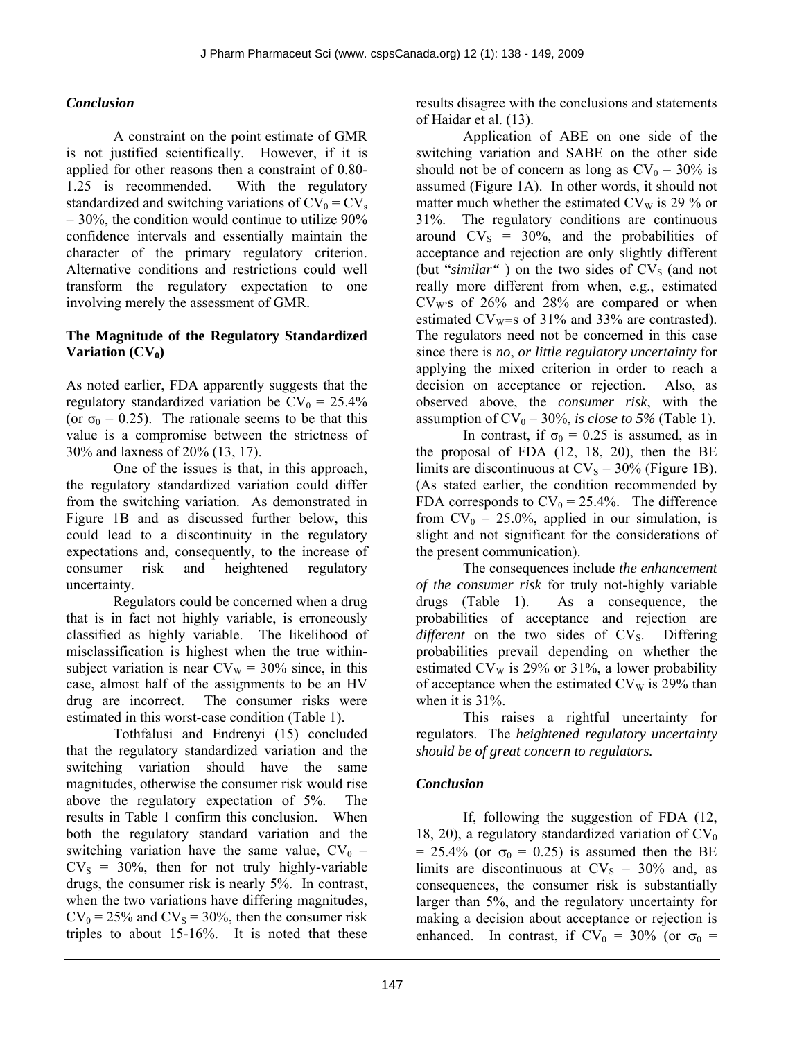### *Conclusion*

A constraint on the point estimate of GMR is not justified scientifically. However, if it is applied for other reasons then a constraint of 0.80-1.25 is recommended. With the regulatory standardized and switching variations of $CV_0 = CV_s = 30\%$, the condition would continue to utilize 90% confidence intervals and essentially maintain the character of the primary regulatory criterion. Alternative conditions and restrictions could well transform the regulatory expectation to one involving merely the assessment of GMR.

## The Magnitude of the Regulatory Standardized Variation ($CV_0$)

As noted earlier, FDA apparently suggests that the regulatory standardized variation be $CV_0 = 25.4\%$ (or $\sigma_0 = 0.25$). The rationale seems to be that this value is a compromise between the strictness of 30% and laxness of 20% (13, 17).

One of the issues is that, in this approach, the regulatory standardized variation could differ from the switching variation. As demonstrated in Figure 1B and as discussed further below, this could lead to a discontinuity in the regulatory expectations and, consequently, to the increase of consumer risk and heightened regulatory uncertainty.

Regulators could be concerned when a drug that is in fact not highly variable, is erroneously classified as highly variable. The likelihood of misclassification is highest when the true within-subject variation is near $CV_W = 30\%$ since, in this case, almost half of the assignments to be an HV drug are incorrect. The consumer risks were estimated in this worst-case condition (Table 1).

Tothfalusi and Endrenyi (15) concluded that the regulatory standardized variation and the switching variation should have the same magnitudes, otherwise the consumer risk would rise above the regulatory expectation of 5%. The results in Table 1 confirm this conclusion. When both the regulatory standard variation and the switching variation have the same value, $CV_0 = CV_S = 30\%$, then for not truly highly-variable drugs, the consumer risk is nearly 5%. In contrast, when the two variations have differing magnitudes, $CV_0 = 25\%$ and $CV_S = 30\%$, then the consumer risk triples to about 15-16%. It is noted that these results disagree with the conclusions and statements of Haidar et al. (13).

Application of ABE on one side of the switching variation and SABE on the other side should not be of concern as long as $CV_0 = 30\%$ is assumed (Figure 1A). In other words, it should not matter much whether the estimated $CV_W$ is 29 % or 31%. The regulatory conditions are continuous around $CV_S = 30\%$, and the probabilities of acceptance and rejection are only slightly different (but "*similar*" ) on the two sides of $CV_S$ (and not really more different from when, e.g., estimated $CV_W$'s of 26% and 28% are compared or when estimated $CV_W$=s of 31% and 33% are contrasted). The regulators need not be concerned in this case since there is *no*, *or little regulatory uncertainty* for applying the mixed criterion in order to reach a decision on acceptance or rejection. Also, as observed above, the *consumer risk*, with the assumption of $CV_0 = 30\%$, *is close to 5%* (Table 1).

In contrast, if $\sigma_0 = 0.25$ is assumed, as in the proposal of FDA (12, 18, 20), then the BE limits are discontinuous at $CV_S = 30\%$ (Figure 1B). (As stated earlier, the condition recommended by FDA corresponds to $CV_0 = 25.4\%$. The difference from $CV_0 = 25.0\%$, applied in our simulation, is slight and not significant for the considerations of the present communication).

The consequences include *the enhancement of the consumer risk* for truly not-highly variable drugs (Table 1). As a consequence, the probabilities of acceptance and rejection are *different* on the two sides of $CV_S$. Differing probabilities prevail depending on whether the estimated $CV_W$ is 29% or 31%, a lower probability of acceptance when the estimated $CV_W$ is 29% than when it is 31%.

This raises a rightful uncertainty for regulators. The *heightened regulatory uncertainty should be of great concern to regulators.*

### *Conclusion*

If, following the suggestion of FDA (12, 18, 20), a regulatory standardized variation of $CV_0 = 25.4\%$ (or $\sigma_0 = 0.25$) is assumed then the BE limits are discontinuous at $CV_S = 30\%$ and, as consequences, the consumer risk is substantially larger than 5%, and the regulatory uncertainty for making a decision about acceptance or rejection is enhanced. In contrast, if $CV_0 = 30\%$ (or $\sigma_0 =$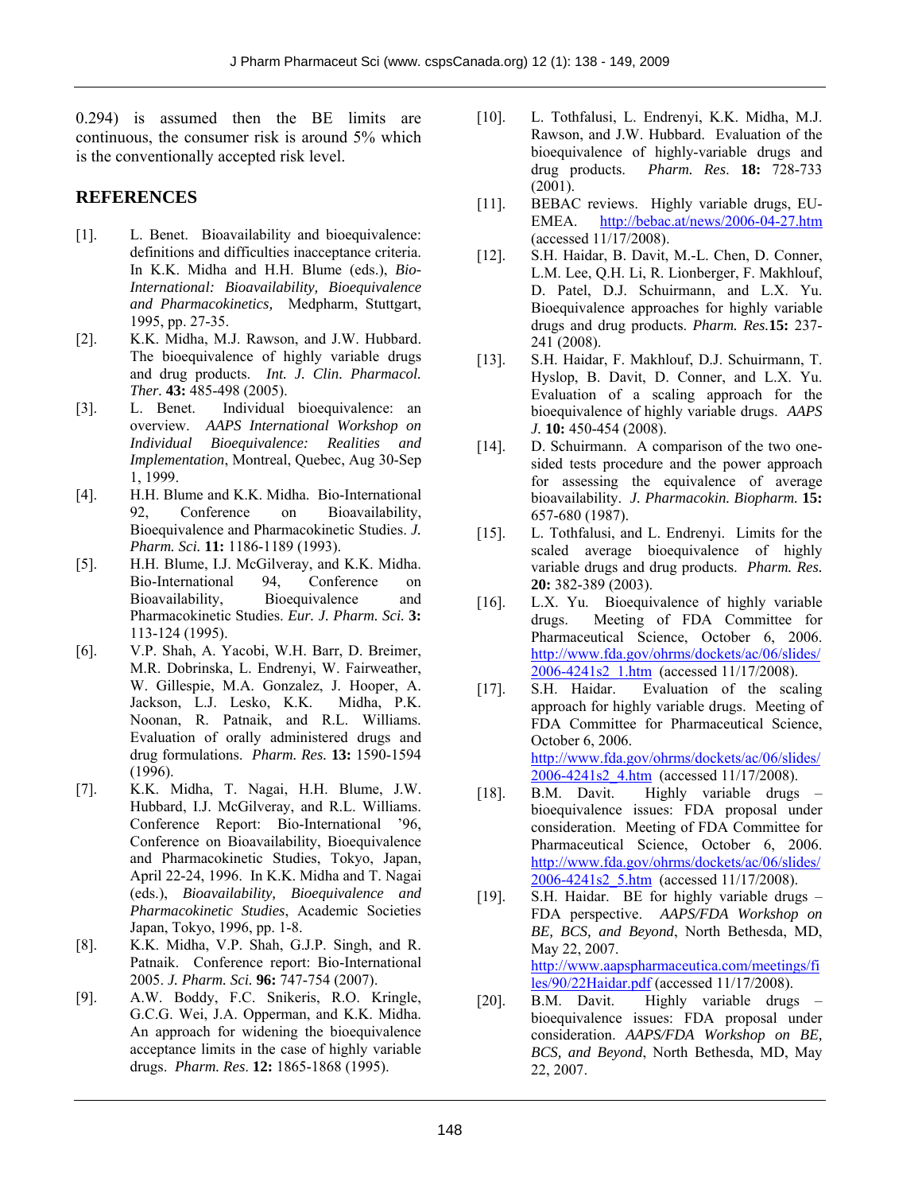0.294) is assumed then the BE limits are continuous, the consumer risk is around 5% which is the conventionally accepted risk level.

## REFERENCES

[1]. L. Benet. Bioavailability and bioequivalence: definitions and difficulties inacceptance criteria. In K.K. Midha and H.H. Blume (eds.), *Bio-International: Bioavailability, Bioequivalence and Pharmacokinetics,* Medpharm, Stuttgart, 1995, pp. 27-35.

[2]. K.K. Midha, M.J. Rawson, and J.W. Hubbard. The bioequivalence of highly variable drugs and drug products. *Int. J. Clin. Pharmacol. Ther.* **43:** 485-498 (2005).

[3]. L. Benet. Individual bioequivalence: an overview. *AAPS International Workshop on Individual Bioequivalence: Realities and Implementation*, Montreal, Quebec, Aug 30-Sep 1, 1999.

[4]. H.H. Blume and K.K. Midha. Bio-International 92, Conference on Bioavailability, Bioequivalence and Pharmacokinetic Studies. *J. Pharm. Sci.* **11:** 1186-1189 (1993).

[5]. H.H. Blume, I.J. McGilveray, and K.K. Midha. Bio-International 94, Conference on Bioavailability, Bioequivalence and Pharmacokinetic Studies. *Eur. J. Pharm. Sci.* **3:** 113-124 (1995).

[6]. V.P. Shah, A. Yacobi, W.H. Barr, D. Breimer, M.R. Dobrinska, L. Endrenyi, W. Fairweather, W. Gillespie, M.A. Gonzalez, J. Hooper, A. Jackson, L.J. Lesko, K.K. Midha, P.K. Noonan, R. Patnaik, and R.L. Williams. Evaluation of orally administered drugs and drug formulations. *Pharm. Res.* **13:** 1590-1594 (1996).

[7]. K.K. Midha, T. Nagai, H.H. Blume, J.W. Hubbard, I.J. McGilveray, and R.L. Williams. Conference Report: Bio-International '96, Conference on Bioavailability, Bioequivalence and Pharmacokinetic Studies, Tokyo, Japan, April 22-24, 1996. In K.K. Midha and T. Nagai (eds.), *Bioavailability, Bioequivalence and Pharmacokinetic Studies*, Academic Societies Japan, Tokyo, 1996, pp. 1-8.

[8]. K.K. Midha, V.P. Shah, G.J.P. Singh, and R. Patnaik. Conference report: Bio-International 2005. *J. Pharm. Sci.* **96:** 747-754 (2007).

[9]. A.W. Boddy, F.C. Snikeris, R.O. Kringle, G.C.G. Wei, J.A. Opperman, and K.K. Midha. An approach for widening the bioequivalence acceptance limits in the case of highly variable drugs. *Pharm. Res.* **12:** 1865-1868 (1995).

[10]. L. Tothfalusi, L. Endrenyi, K.K. Midha, M.J. Rawson, and J.W. Hubbard. Evaluation of the bioequivalence of highly-variable drugs and drug products. *Pharm. Res.* **18:** 728-733 (2001).

[11]. BEBAC reviews. Highly variable drugs, EU-EMEA. http://bebac.at/news/2006-04-27.htm (accessed 11/17/2008).

[12]. S.H. Haidar, B. Davit, M.-L. Chen, D. Conner, L.M. Lee, Q.H. Li, R. Lionberger, F. Makhlouf, D. Patel, D.J. Schuirmann, and L.X. Yu. Bioequivalence approaches for highly variable drugs and drug products. *Pharm. Res.* **15:** 237-241 (2008).

[13]. S.H. Haidar, F. Makhlouf, D.J. Schuirmann, T. Hyslop, B. Davit, D. Conner, and L.X. Yu. Evaluation of a scaling approach for the bioequivalence of highly variable drugs. *AAPS J.* **10:** 450-454 (2008).

[14]. D. Schuirmann. A comparison of the two one-sided tests procedure and the power approach for assessing the equivalence of average bioavailability. *J. Pharmacokin. Biopharm.* **15:** 657-680 (1987).

[15]. L. Tothfalusi, and L. Endrenyi. Limits for the scaled average bioequivalence of highly variable drugs and drug products. *Pharm. Res.* **20:** 382-389 (2003).

[16]. L.X. Yu. Bioequivalence of highly variable drugs. Meeting of FDA Committee for Pharmaceutical Science, October 6, 2006. http://www.fda.gov/ohrms/dockets/ac/06/slides/2006-4241s2_1.htm (accessed 11/17/2008).

[17]. S.H. Haidar. Evaluation of the scaling approach for highly variable drugs. Meeting of FDA Committee for Pharmaceutical Science, October 6, 2006. http://www.fda.gov/ohrms/dockets/ac/06/slides/2006-4241s2_4.htm (accessed 11/17/2008).

[18]. B.M. Davit. Highly variable drugs – bioequivalence issues: FDA proposal under consideration. Meeting of FDA Committee for Pharmaceutical Science, October 6, 2006. http://www.fda.gov/ohrms/dockets/ac/06/slides/2006-4241s2_5.htm (accessed 11/17/2008).

[19]. S.H. Haidar. BE for highly variable drugs – FDA perspective. *AAPS/FDA Workshop on BE, BCS, and Beyond*, North Bethesda, MD, May 22, 2007. http://www.aapspharmaceutica.com/meetings/files/90/22Haidar.pdf (accessed 11/17/2008).

[20]. B.M. Davit. Highly variable drugs – bioequivalence issues: FDA proposal under consideration. *AAPS/FDA Workshop on BE, BCS, and Beyond*, North Bethesda, MD, May 22, 2007.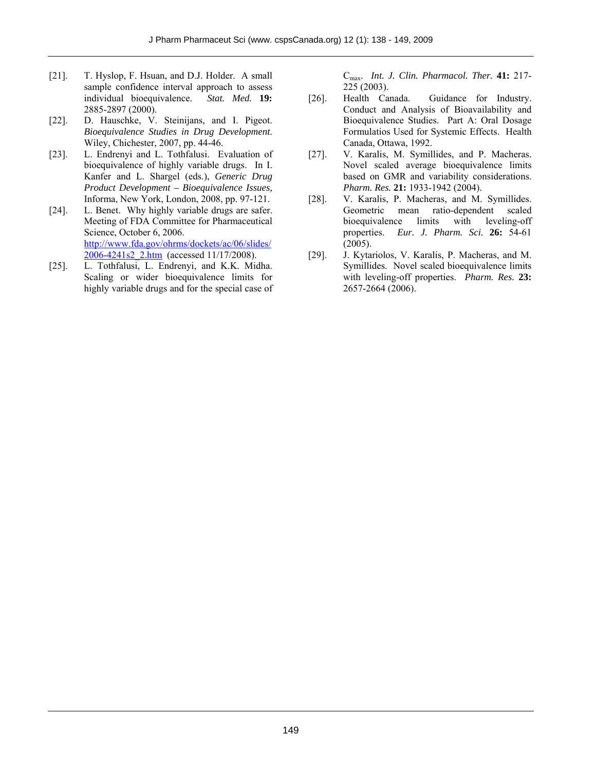[21]. T. Hyslop, F. Hsuan, and D.J. Holder. A small sample confidence interval approach to assess individual bioequivalence. *Stat. Med.* **19:** 2885-2897 (2000).

[22]. D. Hauschke, V. Steinijans, and I. Pigeot. *Bioequivalence Studies in Drug Development*. Wiley, Chichester, 2007, pp. 44-46.

[23]. L. Endrenyi and L. Tothfalusi. Evaluation of bioequivalence of highly variable drugs. In I. Kanfer and L. Shargel (eds.), *Generic Drug Product Development – Bioequivalence Issues,* Informa, New York, London, 2008, pp. 97-121.

[24]. L. Benet. Why highly variable drugs are safer. Meeting of FDA Committee for Pharmaceutical Science, October 6, 2006. http://www.fda.gov/ohrms/dockets/ac/06/slides/2006-4241s2_2.htm (accessed 11/17/2008).

[25]. L. Tothfalusi, L. Endrenyi, and K.K. Midha. Scaling or wider bioequivalence limits for highly variable drugs and for the special case of $C_{max}$. *Int. J. Clin. Pharmacol. Ther.* **41:** 217-225 (2003).

[26]. Health Canada. Guidance for Industry. Conduct and Analysis of Bioavailability and Bioequivalence Studies. Part A: Oral Dosage Formulatios Used for Systemic Effects. Health Canada, Ottawa, 1992.

[27]. V. Karalis, M. Symillides, and P. Macheras. Novel scaled average bioequivalence limits based on GMR and variability considerations. *Pharm. Res.* **21:** 1933-1942 (2004).

[28]. V. Karalis, P. Macheras, and M. Symillides. Geometric mean ratio-dependent scaled bioequivalence limits with leveling-off properties. *Eur. J. Pharm. Sci.* **26:** 54-61 (2005).

[29]. J. Kytariolos, V. Karalis, P. Macheras, and M. Symillides. Novel scaled bioequivalence limits with leveling-off properties. *Pharm. Res.* **23:** 2657-2664 (2006).